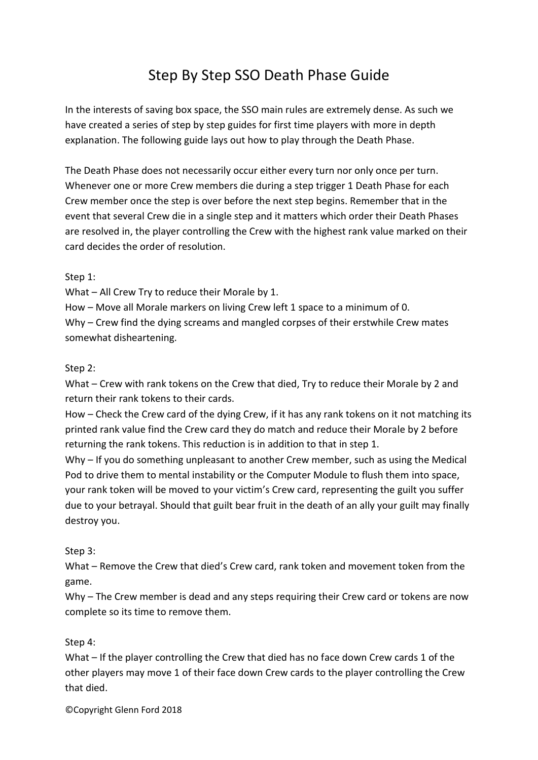# Step By Step SSO Death Phase Guide

In the interests of saving box space, the SSO main rules are extremely dense. As such we have created a series of step by step guides for first time players with more in depth explanation. The following guide lays out how to play through the Death Phase.

The Death Phase does not necessarily occur either every turn nor only once per turn. Whenever one or more Crew members die during a step trigger 1 Death Phase for each Crew member once the step is over before the next step begins. Remember that in the event that several Crew die in a single step and it matters which order their Death Phases are resolved in, the player controlling the Crew with the highest rank value marked on their card decides the order of resolution.

Step 1:
What – All Crew Try to reduce their Morale by 1.
How – Move all Morale markers on living Crew left 1 space to a minimum of 0.
Why – Crew find the dying screams and mangled corpses of their erstwhile Crew mates somewhat disheartening.

Step 2:
What – Crew with rank tokens on the Crew that died, Try to reduce their Morale by 2 and return their rank tokens to their cards.
How – Check the Crew card of the dying Crew, if it has any rank tokens on it not matching its printed rank value find the Crew card they do match and reduce their Morale by 2 before returning the rank tokens. This reduction is in addition to that in step 1.
Why – If you do something unpleasant to another Crew member, such as using the Medical Pod to drive them to mental instability or the Computer Module to flush them into space, your rank token will be moved to your victim's Crew card, representing the guilt you suffer due to your betrayal. Should that guilt bear fruit in the death of an ally your guilt may finally destroy you.

Step 3:
What – Remove the Crew that died's Crew card, rank token and movement token from the game.
Why – The Crew member is dead and any steps requiring their Crew card or tokens are now complete so its time to remove them.

Step 4:
What – If the player controlling the Crew that died has no face down Crew cards 1 of the other players may move 1 of their face down Crew cards to the player controlling the Crew that died.

©Copyright Glenn Ford 2018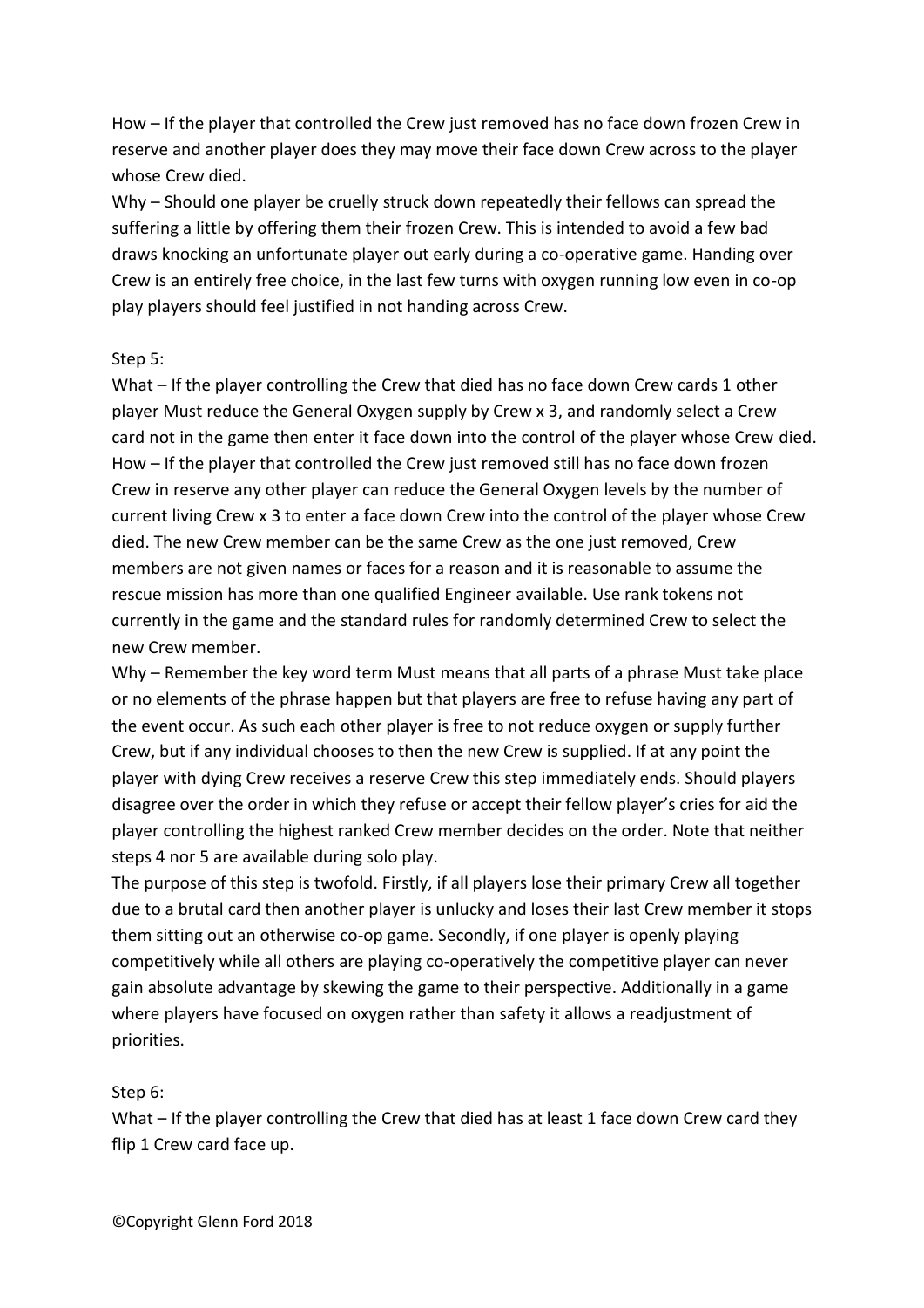How – If the player that controlled the Crew just removed has no face down frozen Crew in reserve and another player does they may move their face down Crew across to the player whose Crew died.

Why – Should one player be cruelly struck down repeatedly their fellows can spread the suffering a little by offering them their frozen Crew. This is intended to avoid a few bad draws knocking an unfortunate player out early during a co-operative game. Handing over Crew is an entirely free choice, in the last few turns with oxygen running low even in co-op play players should feel justified in not handing across Crew.

Step 5:

What – If the player controlling the Crew that died has no face down Crew cards 1 other player Must reduce the General Oxygen supply by Crew x 3, and randomly select a Crew card not in the game then enter it face down into the control of the player whose Crew died.

How – If the player that controlled the Crew just removed still has no face down frozen Crew in reserve any other player can reduce the General Oxygen levels by the number of current living Crew x 3 to enter a face down Crew into the control of the player whose Crew died. The new Crew member can be the same Crew as the one just removed, Crew members are not given names or faces for a reason and it is reasonable to assume the rescue mission has more than one qualified Engineer available. Use rank tokens not currently in the game and the standard rules for randomly determined Crew to select the new Crew member.

Why – Remember the key word term Must means that all parts of a phrase Must take place or no elements of the phrase happen but that players are free to refuse having any part of the event occur. As such each other player is free to not reduce oxygen or supply further Crew, but if any individual chooses to then the new Crew is supplied. If at any point the player with dying Crew receives a reserve Crew this step immediately ends. Should players disagree over the order in which they refuse or accept their fellow player's cries for aid the player controlling the highest ranked Crew member decides on the order. Note that neither steps 4 nor 5 are available during solo play.

The purpose of this step is twofold. Firstly, if all players lose their primary Crew all together due to a brutal card then another player is unlucky and loses their last Crew member it stops them sitting out an otherwise co-op game. Secondly, if one player is openly playing competitively while all others are playing co-operatively the competitive player can never gain absolute advantage by skewing the game to their perspective. Additionally in a game where players have focused on oxygen rather than safety it allows a readjustment of priorities.

Step 6:

What – If the player controlling the Crew that died has at least 1 face down Crew card they flip 1 Crew card face up.

©Copyright Glenn Ford 2018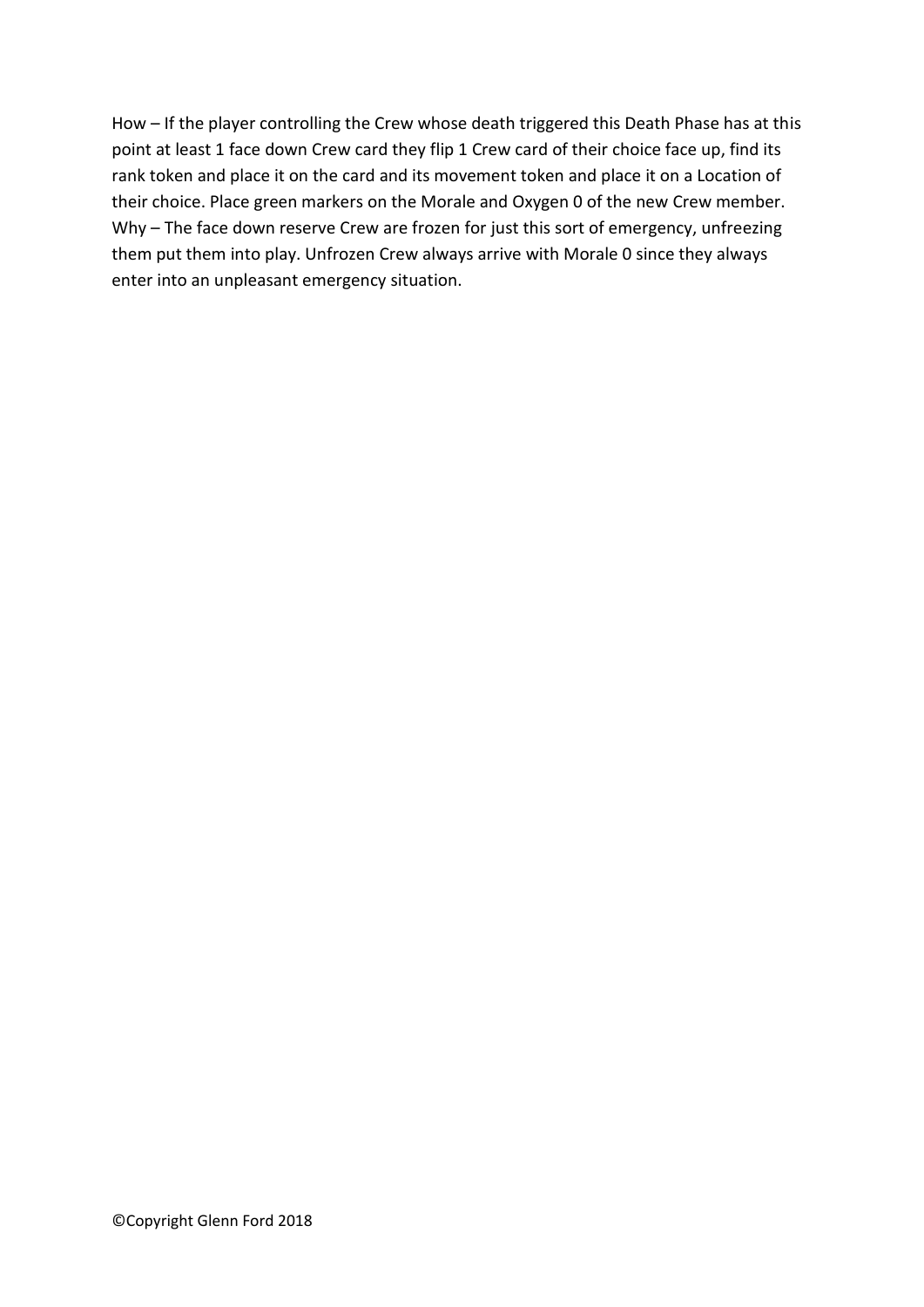How – If the player controlling the Crew whose death triggered this Death Phase has at this point at least 1 face down Crew card they flip 1 Crew card of their choice face up, find its rank token and place it on the card and its movement token and place it on a Location of their choice. Place green markers on the Morale and Oxygen 0 of the new Crew member.
Why – The face down reserve Crew are frozen for just this sort of emergency, unfreezing them put them into play. Unfrozen Crew always arrive with Morale 0 since they always enter into an unpleasant emergency situation.

©Copyright Glenn Ford 2018